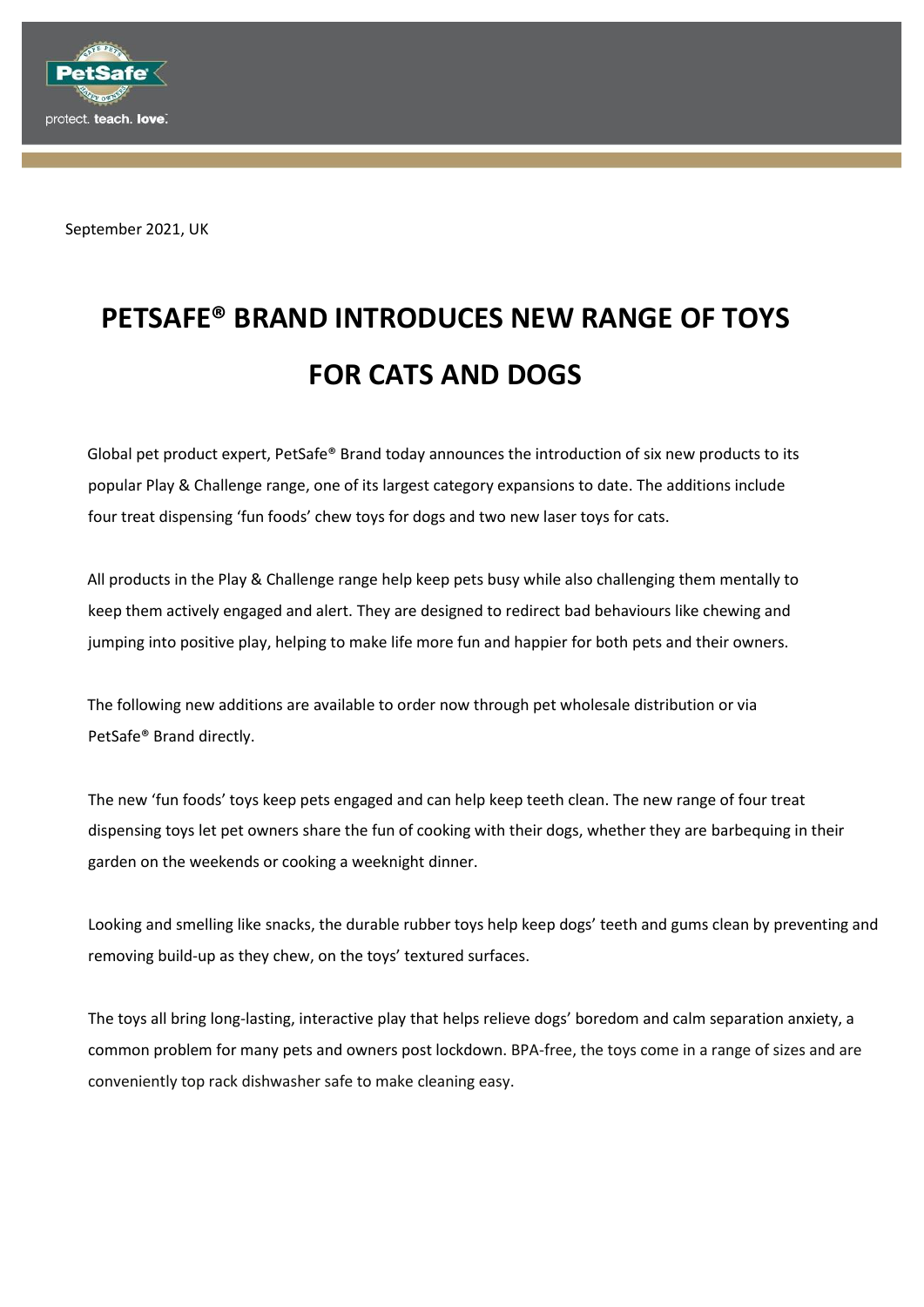September 2021, UK

# PETSAFE® BRAND INTRODUCES NEW RANGE OF TOYS FOR CATS AND DOGS

Global pet product expert, PetSafe® Brand today announces the introduction of six new products to its popular Play & Challenge range, one of its largest category expansions to date. The additions include four treat dispensing 'fun foods' chew toys for dogs and two new laser toys for cats.

All products in the Play & Challenge range help keep pets busy while also challenging them mentally to keep them actively engaged and alert. They are designed to redirect bad behaviours like chewing and jumping into positive play, helping to make life more fun and happier for both pets and their owners.

The following new additions are available to order now through pet wholesale distribution or via PetSafe® Brand directly.

The new 'fun foods' toys keep pets engaged and can help keep teeth clean. The new range of four treat dispensing toys let pet owners share the fun of cooking with their dogs, whether they are barbequing in their garden on the weekends or cooking a weeknight dinner.

Looking and smelling like snacks, the durable rubber toys help keep dogs' teeth and gums clean by preventing and removing build-up as they chew, on the toys' textured surfaces.

The toys all bring long-lasting, interactive play that helps relieve dogs' boredom and calm separation anxiety, a common problem for many pets and owners post lockdown. BPA-free, the toys come in a range of sizes and are conveniently top rack dishwasher safe to make cleaning easy.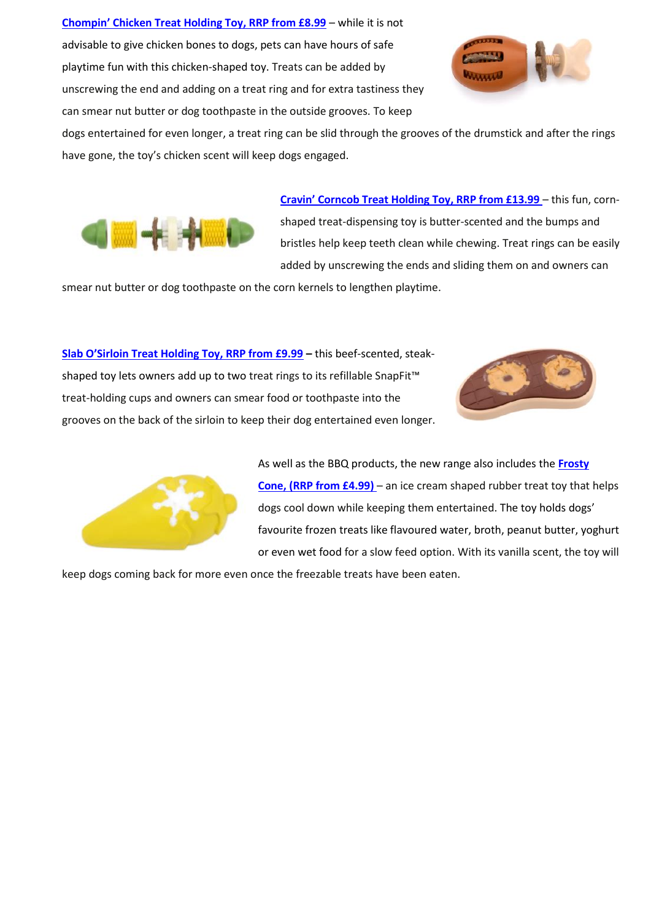**Chompin' Chicken Treat Holding Toy, RRP from £8.99** – while it is not advisable to give chicken bones to dogs, pets can have hours of safe playtime fun with this chicken-shaped toy. Treats can be added by unscrewing the end and adding on a treat ring and for extra tastiness they can smear nut butter or dog toothpaste in the outside grooves. To keep dogs entertained for even longer, a treat ring can be slid through the grooves of the drumstick and after the rings have gone, the toy's chicken scent will keep dogs engaged.

**Cravin' Corncob Treat Holding Toy, RRP from £13.99** – this fun, corn-shaped treat-dispensing toy is butter-scented and the bumps and bristles help keep teeth clean while chewing. Treat rings can be easily added by unscrewing the ends and sliding them on and owners can smear nut butter or dog toothpaste on the corn kernels to lengthen playtime.

**Slab O'Sirloin Treat Holding Toy, RRP from £9.99 –** this beef-scented, steak-shaped toy lets owners add up to two treat rings to its refillable SnapFit™ treat-holding cups and owners can smear food or toothpaste into the grooves on the back of the sirloin to keep their dog entertained even longer.

As well as the BBQ products, the new range also includes the **Frosty Cone, (RRP from £4.99)** – an ice cream shaped rubber treat toy that helps dogs cool down while keeping them entertained. The toy holds dogs' favourite frozen treats like flavoured water, broth, peanut butter, yoghurt or even wet food for a slow feed option. With its vanilla scent, the toy will keep dogs coming back for more even once the freezable treats have been eaten.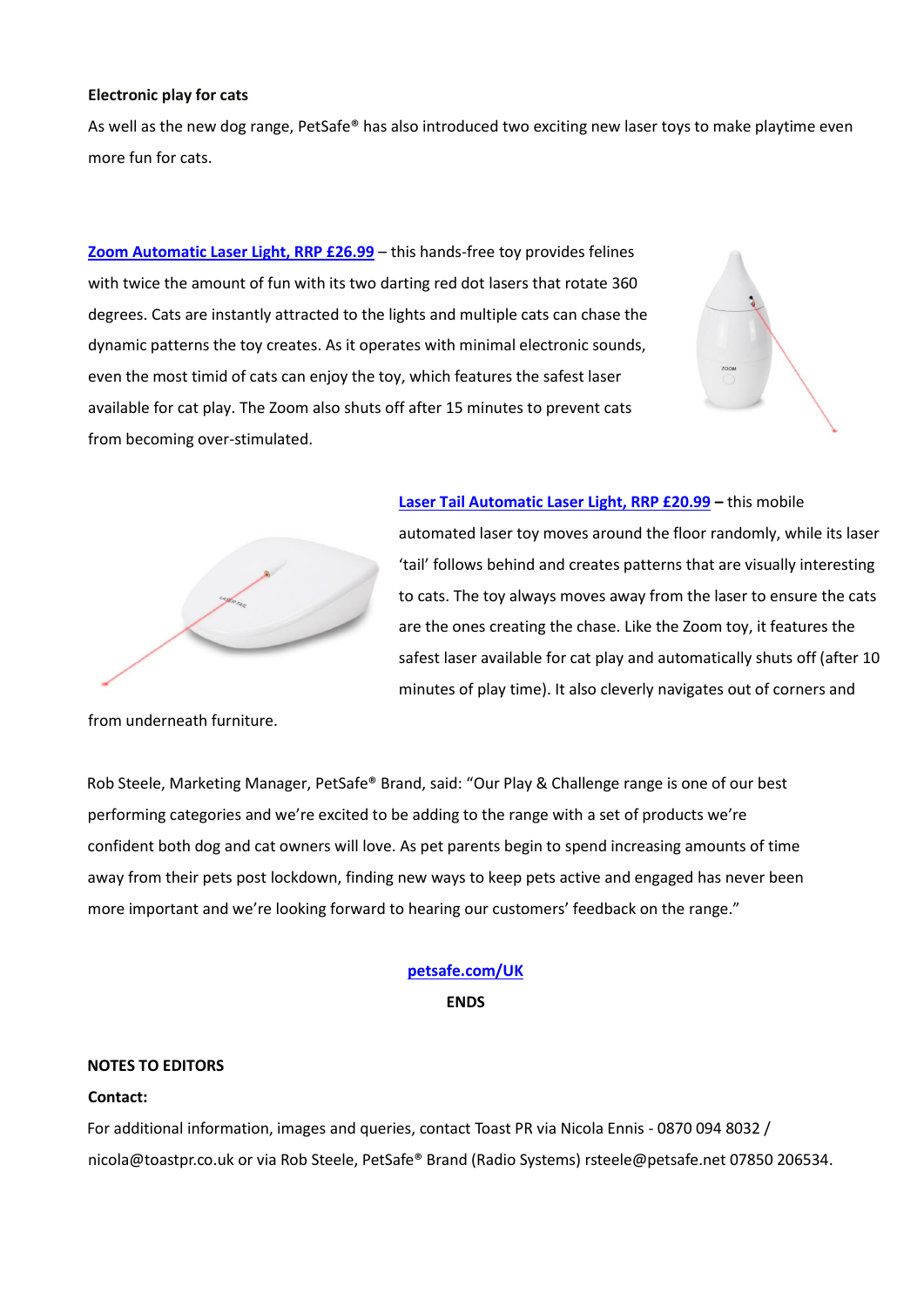**Electronic play for cats**

As well as the new dog range, PetSafe® has also introduced two exciting new laser toys to make playtime even more fun for cats.

**Zoom Automatic Laser Light, RRP £26.99** – this hands-free toy provides felines with twice the amount of fun with its two darting red dot lasers that rotate 360 degrees. Cats are instantly attracted to the lights and multiple cats can chase the dynamic patterns the toy creates. As it operates with minimal electronic sounds, even the most timid of cats can enjoy the toy, which features the safest laser available for cat play. The Zoom also shuts off after 15 minutes to prevent cats from becoming over-stimulated.

**Laser Tail Automatic Laser Light, RRP £20.99 –** this mobile automated laser toy moves around the floor randomly, while its laser 'tail' follows behind and creates patterns that are visually interesting to cats. The toy always moves away from the laser to ensure the cats are the ones creating the chase. Like the Zoom toy, it features the safest laser available for cat play and automatically shuts off (after 10 minutes of play time). It also cleverly navigates out of corners and from underneath furniture.

Rob Steele, Marketing Manager, PetSafe® Brand, said: "Our Play & Challenge range is one of our best performing categories and we're excited to be adding to the range with a set of products we're confident both dog and cat owners will love. As pet parents begin to spend increasing amounts of time away from their pets post lockdown, finding new ways to keep pets active and engaged has never been more important and we're looking forward to hearing our customers' feedback on the range."

**petsafe.com/UK**

**ENDS**

**NOTES TO EDITORS**

**Contact:**

For additional information, images and queries, contact Toast PR via Nicola Ennis - 0870 094 8032 / nicola@toastpr.co.uk or via Rob Steele, PetSafe® Brand (Radio Systems) rsteele@petsafe.net 07850 206534.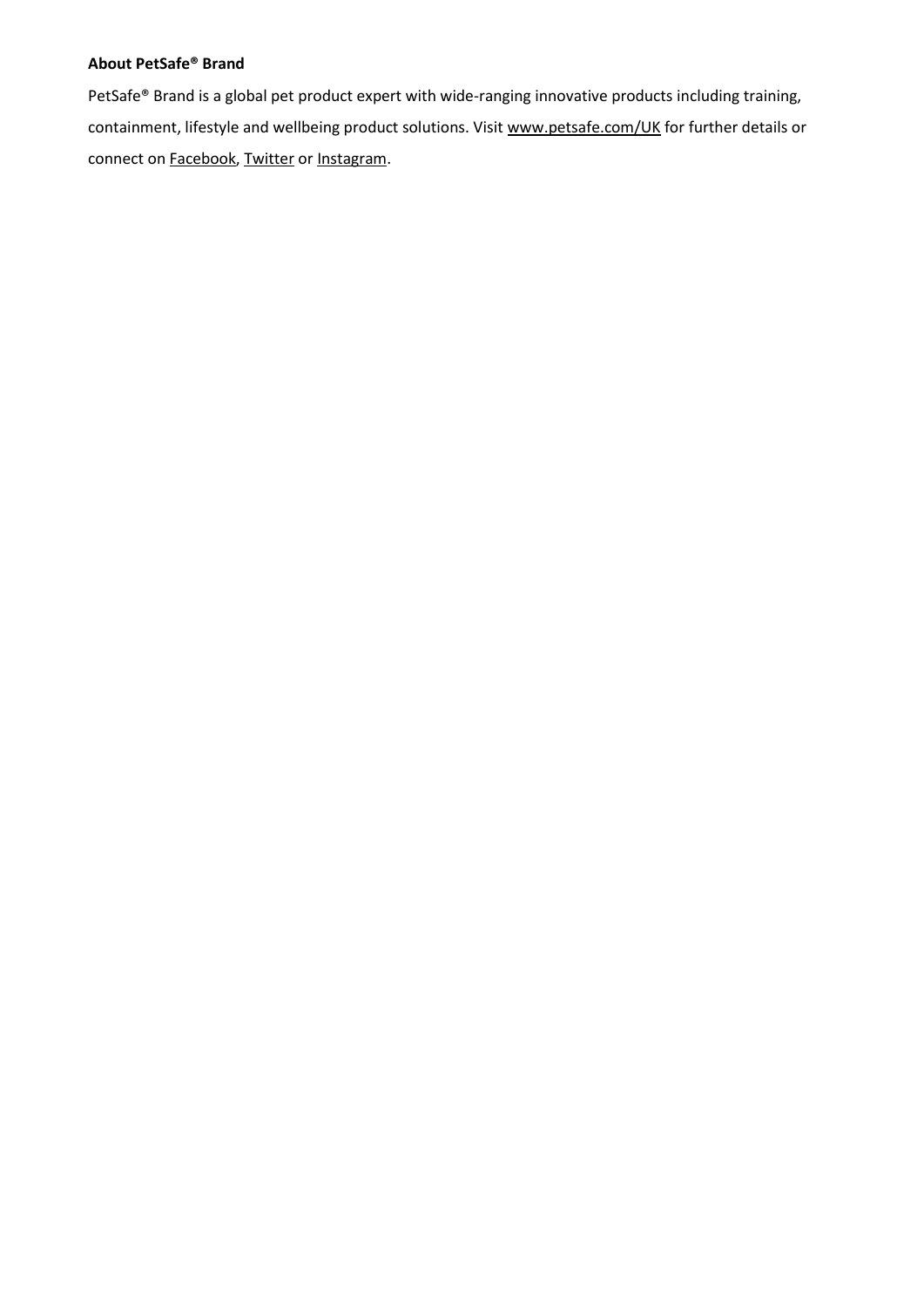**About PetSafe® Brand**

PetSafe® Brand is a global pet product expert with wide-ranging innovative products including training, containment, lifestyle and wellbeing product solutions. Visit www.petsafe.com/UK for further details or connect on Facebook, Twitter or Instagram.